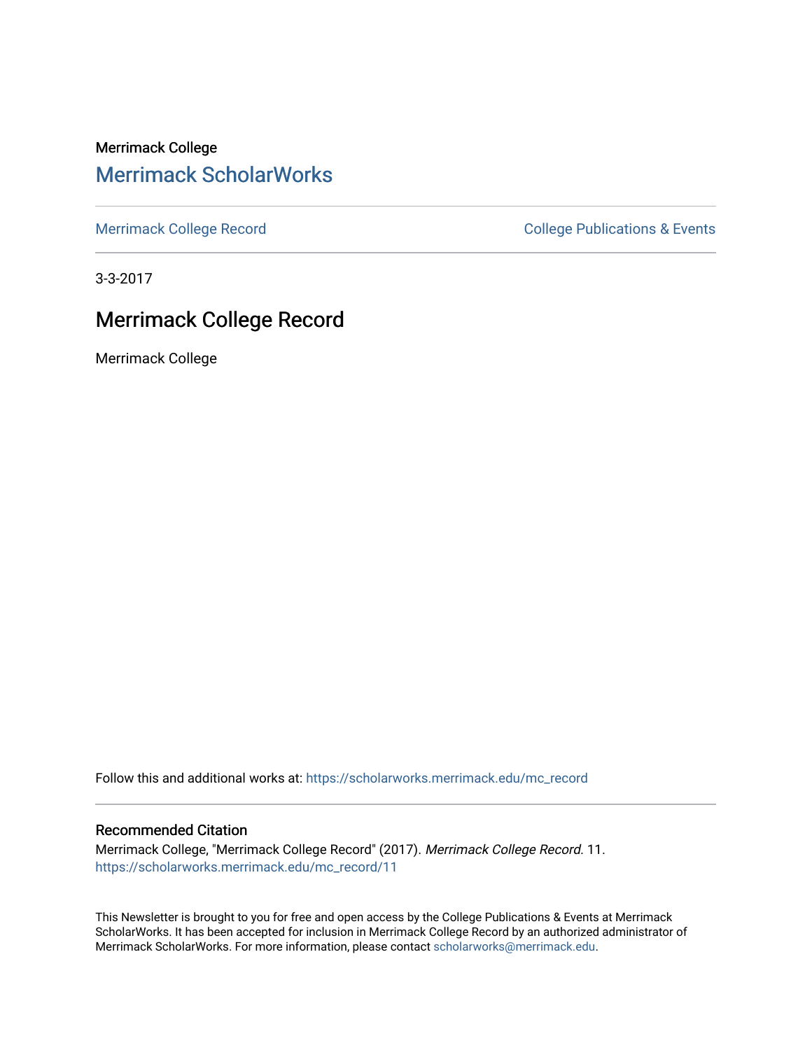Merrimack College

# Merrimack ScholarWorks

Merrimack College Record

College Publications & Events

3-3-2017

## Merrimack College Record

Merrimack College

Follow this and additional works at: https://scholarworks.merrimack.edu/mc_record

### Recommended Citation

Merrimack College, "Merrimack College Record" (2017). *Merrimack College Record*. 11.
https://scholarworks.merrimack.edu/mc_record/11

This Newsletter is brought to you for free and open access by the College Publications & Events at Merrimack ScholarWorks. It has been accepted for inclusion in Merrimack College Record by an authorized administrator of Merrimack ScholarWorks. For more information, please contact scholarworks@merrimack.edu.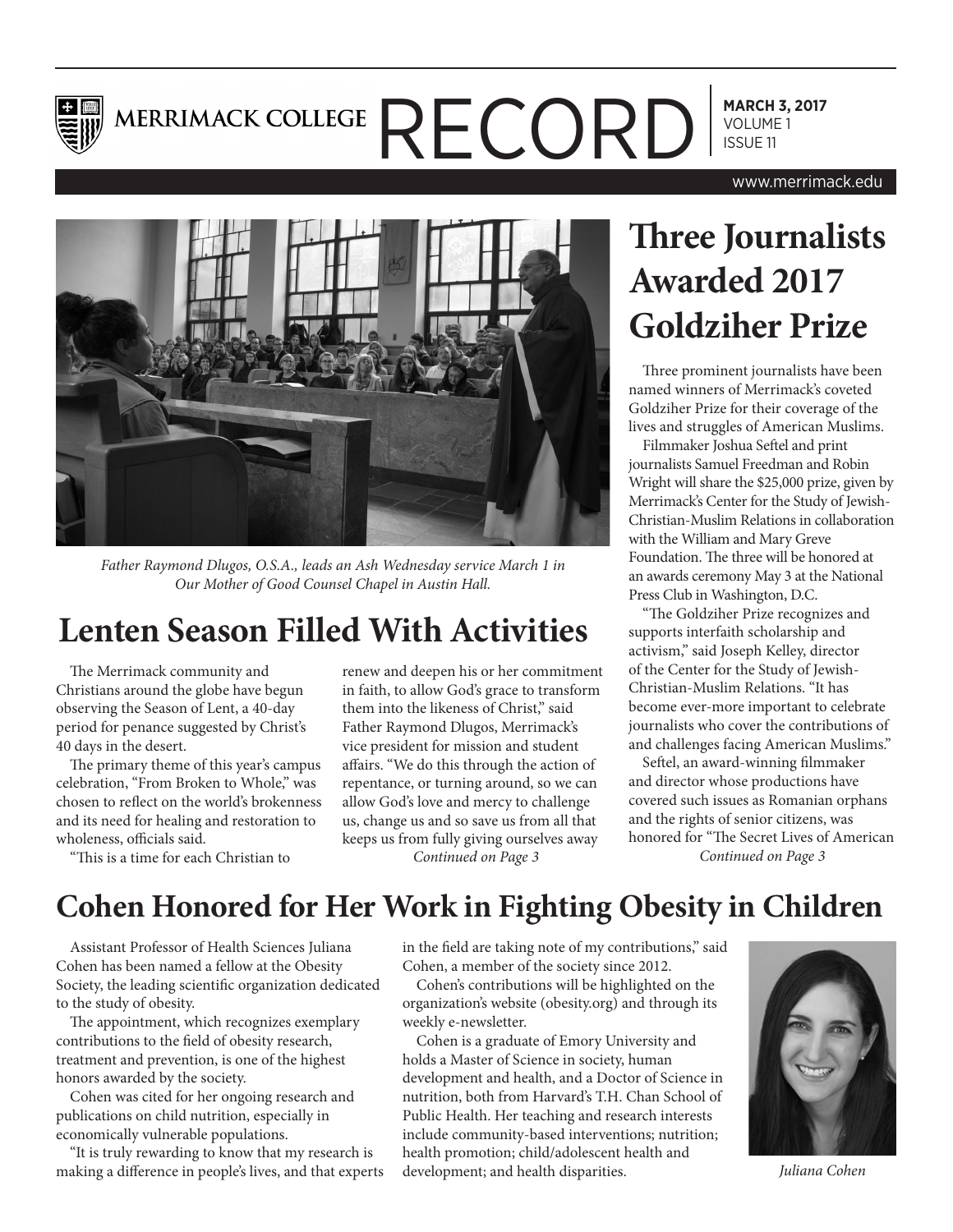# MERRIMACK COLLEGE RECORD

**MARCH 3, 2017**
VOLUME 1
ISSUE 11

www.merrimack.edu

*Father Raymond Dlugos, O.S.A., leads an Ash Wednesday service March 1 in Our Mother of Good Counsel Chapel in Austin Hall.*

## Lenten Season Filled With Activities

The Merrimack community and Christians around the globe have begun observing the Season of Lent, a 40-day period for penance suggested by Christ's 40 days in the desert.

The primary theme of this year's campus celebration, "From Broken to Whole," was chosen to reflect on the world's brokenness and its need for healing and restoration to wholeness, officials said.

"This is a time for each Christian to renew and deepen his or her commitment in faith, to allow God's grace to transform them into the likeness of Christ," said Father Raymond Dlugos, Merrimack's vice president for mission and student affairs. "We do this through the action of repentance, or turning around, so we can allow God's love and mercy to challenge us, change us and so save us from all that keeps us from fully giving ourselves away

*Continued on Page 3*

## Three Journalists Awarded 2017 Goldziher Prize

Three prominent journalists have been named winners of Merrimack's coveted Goldziher Prize for their coverage of the lives and struggles of American Muslims.

Filmmaker Joshua Seftel and print journalists Samuel Freedman and Robin Wright will share the $25,000 prize, given by Merrimack's Center for the Study of Jewish-Christian-Muslim Relations in collaboration with the William and Mary Greve Foundation. The three will be honored at an awards ceremony May 3 at the National Press Club in Washington, D.C.

"The Goldziher Prize recognizes and supports interfaith scholarship and activism," said Joseph Kelley, director of the Center for the Study of Jewish-Christian-Muslim Relations. "It has become ever-more important to celebrate journalists who cover the contributions of and challenges facing American Muslims."

Seftel, an award-winning filmmaker and director whose productions have covered such issues as Romanian orphans and the rights of senior citizens, was honored for "The Secret Lives of American

*Continued on Page 3*

## Cohen Honored for Her Work in Fighting Obesity in Children

Assistant Professor of Health Sciences Juliana Cohen has been named a fellow at the Obesity Society, the leading scientific organization dedicated to the study of obesity.

The appointment, which recognizes exemplary contributions to the field of obesity research, treatment and prevention, is one of the highest honors awarded by the society.

Cohen was cited for her ongoing research and publications on child nutrition, especially in economically vulnerable populations.

"It is truly rewarding to know that my research is making a difference in people's lives, and that experts in the field are taking note of my contributions," said Cohen, a member of the society since 2012.

Cohen's contributions will be highlighted on the organization's website (obesity.org) and through its weekly e-newsletter.

Cohen is a graduate of Emory University and holds a Master of Science in society, human development and health, and a Doctor of Science in nutrition, both from Harvard's T.H. Chan School of Public Health. Her teaching and research interests include community-based interventions; nutrition; health promotion; child/adolescent health and development; and health disparities.

*Juliana Cohen*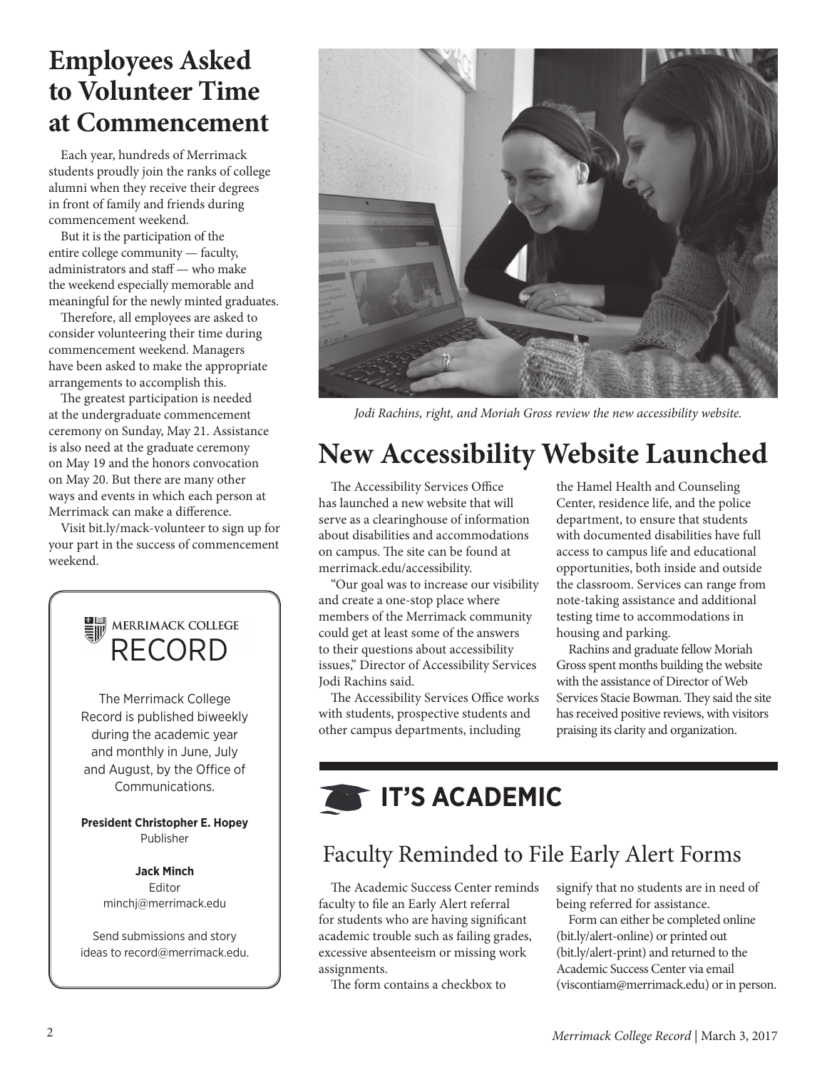# Employees Asked to Volunteer Time at Commencement

Each year, hundreds of Merrimack students proudly join the ranks of college alumni when they receive their degrees in front of family and friends during commencement weekend.

But it is the participation of the entire college community — faculty, administrators and staff — who make the weekend especially memorable and meaningful for the newly minted graduates.

Therefore, all employees are asked to consider volunteering their time during commencement weekend. Managers have been asked to make the appropriate arrangements to accomplish this.

The greatest participation is needed at the undergraduate commencement ceremony on Sunday, May 21. Assistance is also need at the graduate ceremony on May 19 and the honors convocation on May 20. But there are many other ways and events in which each person at Merrimack can make a difference.

Visit bit.ly/mack-volunteer to sign up for your part in the success of commencement weekend.

MERRIMACK COLLEGE
RECORD

The Merrimack College Record is published biweekly during the academic year and monthly in June, July and August, by the Office of Communications.

**President Christopher E. Hopey**
Publisher

**Jack Minch**
Editor
minchj@merrimack.edu

Send submissions and story ideas to record@merrimack.edu.

*Jodi Rachins, right, and Moriah Gross review the new accessibility website.*

# New Accessibility Website Launched

The Accessibility Services Office has launched a new website that will serve as a clearinghouse of information about disabilities and accommodations on campus. The site can be found at merrimack.edu/accessibility.

"Our goal was to increase our visibility and create a one-stop place where members of the Merrimack community could get at least some of the answers to their questions about accessibility issues," Director of Accessibility Services Jodi Rachins said.

The Accessibility Services Office works with students, prospective students and other campus departments, including the Hamel Health and Counseling Center, residence life, and the police department, to ensure that students with documented disabilities have full access to campus life and educational opportunities, both inside and outside the classroom. Services can range from note-taking assistance and additional testing time to accommodations in housing and parking.

Rachins and graduate fellow Moriah Gross spent months building the website with the assistance of Director of Web Services Stacie Bowman. They said the site has received positive reviews, with visitors praising its clarity and organization.

# IT'S ACADEMIC

## Faculty Reminded to File Early Alert Forms

The Academic Success Center reminds faculty to file an Early Alert referral for students who are having significant academic trouble such as failing grades, excessive absenteeism or missing work assignments.

The form contains a checkbox to signify that no students are in need of being referred for assistance.

Form can either be completed online (bit.ly/alert-online) or printed out (bit.ly/alert-print) and returned to the Academic Success Center via email (viscontiam@merrimack.edu) or in person.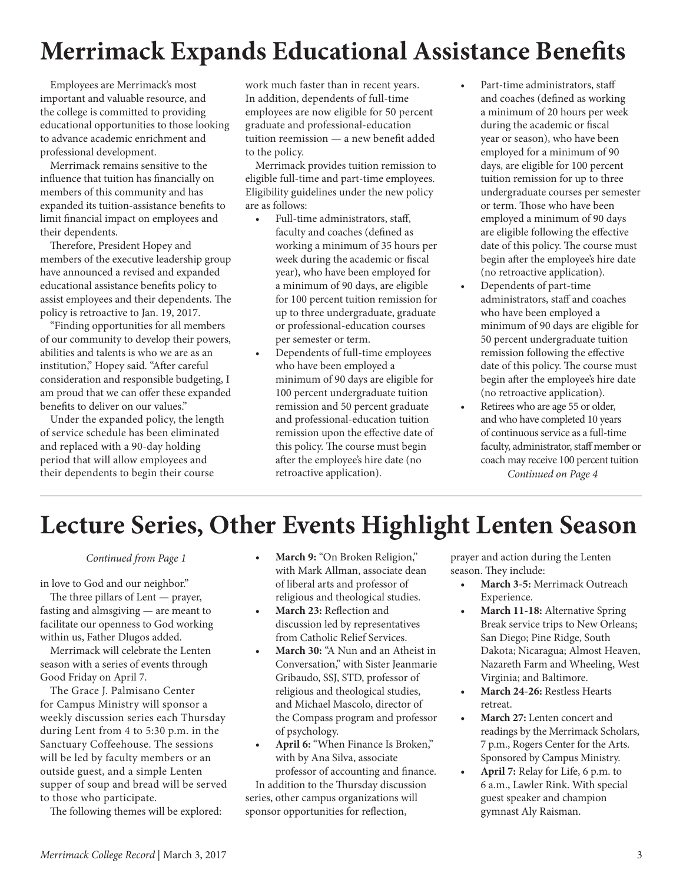# Merrimack Expands Educational Assistance Benefits

Employees are Merrimack's most important and valuable resource, and the college is committed to providing educational opportunities to those looking to advance academic enrichment and professional development.

Merrimack remains sensitive to the influence that tuition has financially on members of this community and has expanded its tuition-assistance benefits to limit financial impact on employees and their dependents.

Therefore, President Hopey and members of the executive leadership group have announced a revised and expanded educational assistance benefits policy to assist employees and their dependents. The policy is retroactive to Jan. 19, 2017.

"Finding opportunities for all members of our community to develop their powers, abilities and talents is who we are as an institution," Hopey said. "After careful consideration and responsible budgeting, I am proud that we can offer these expanded benefits to deliver on our values."

Under the expanded policy, the length of service schedule has been eliminated and replaced with a 90-day holding period that will allow employees and their dependents to begin their course work much faster than in recent years. In addition, dependents of full-time employees are now eligible for 50 percent graduate and professional-education tuition reemission — a new benefit added to the policy.

Merrimack provides tuition remission to eligible full-time and part-time employees. Eligibility guidelines under the new policy are as follows:

- Full-time administrators, staff, faculty and coaches (defined as working a minimum of 35 hours per week during the academic or fiscal year), who have been employed for a minimum of 90 days, are eligible for 100 percent tuition remission for up to three undergraduate, graduate or professional-education courses per semester or term.
- Dependents of full-time employees who have been employed a minimum of 90 days are eligible for 100 percent undergraduate tuition remission and 50 percent graduate and professional-education tuition remission upon the effective date of this policy. The course must begin after the employee's hire date (no retroactive application).
- Part-time administrators, staff and coaches (defined as working a minimum of 20 hours per week during the academic or fiscal year or season), who have been employed for a minimum of 90 days, are eligible for 100 percent tuition remission for up to three undergraduate courses per semester or term. Those who have been employed a minimum of 90 days are eligible following the effective date of this policy. The course must begin after the employee's hire date (no retroactive application).
- Dependents of part-time administrators, staff and coaches who have been employed a minimum of 90 days are eligible for 50 percent undergraduate tuition remission following the effective date of this policy. The course must begin after the employee's hire date (no retroactive application).
- Retirees who are age 55 or older, and who have completed 10 years of continuous service as a full-time faculty, administrator, staff member or coach may receive 100 percent tuition

*Continued on Page 4*

# Lecture Series, Other Events Highlight Lenten Season

*Continued from Page 1*

in love to God and our neighbor."

The three pillars of Lent — prayer, fasting and almsgiving — are meant to facilitate our openness to God working within us, Father Dlugos added.

Merrimack will celebrate the Lenten season with a series of events through Good Friday on April 7.

The Grace J. Palmisano Center for Campus Ministry will sponsor a weekly discussion series each Thursday during Lent from 4 to 5:30 p.m. in the Sanctuary Coffeehouse. The sessions will be led by faculty members or an outside guest, and a simple Lenten supper of soup and bread will be served to those who participate.

The following themes will be explored:

- **March 9:** "On Broken Religion," with Mark Allman, associate dean of liberal arts and professor of religious and theological studies.
- **March 23:** Reflection and discussion led by representatives from Catholic Relief Services.
- **March 30:** "A Nun and an Atheist in Conversation," with Sister Jeanmarie Gribaudo, SSJ, STD, professor of religious and theological studies, and Michael Mascolo, director of the Compass program and professor of psychology.
- **April 6:** "When Finance Is Broken," with by Ana Silva, associate professor of accounting and finance.

In addition to the Thursday discussion series, other campus organizations will sponsor opportunities for reflection, prayer and action during the Lenten season. They include:

- **March 3-5:** Merrimack Outreach Experience.
- **March 11-18:** Alternative Spring Break service trips to New Orleans; San Diego; Pine Ridge, South Dakota; Nicaragua; Almost Heaven, Nazareth Farm and Wheeling, West Virginia; and Baltimore.
- **March 24-26:** Restless Hearts retreat.
- **March 27:** Lenten concert and readings by the Merrimack Scholars, 7 p.m., Rogers Center for the Arts. Sponsored by Campus Ministry.
- **April 7:** Relay for Life, 6 p.m. to 6 a.m., Lawler Rink. With special guest speaker and champion gymnast Aly Raisman.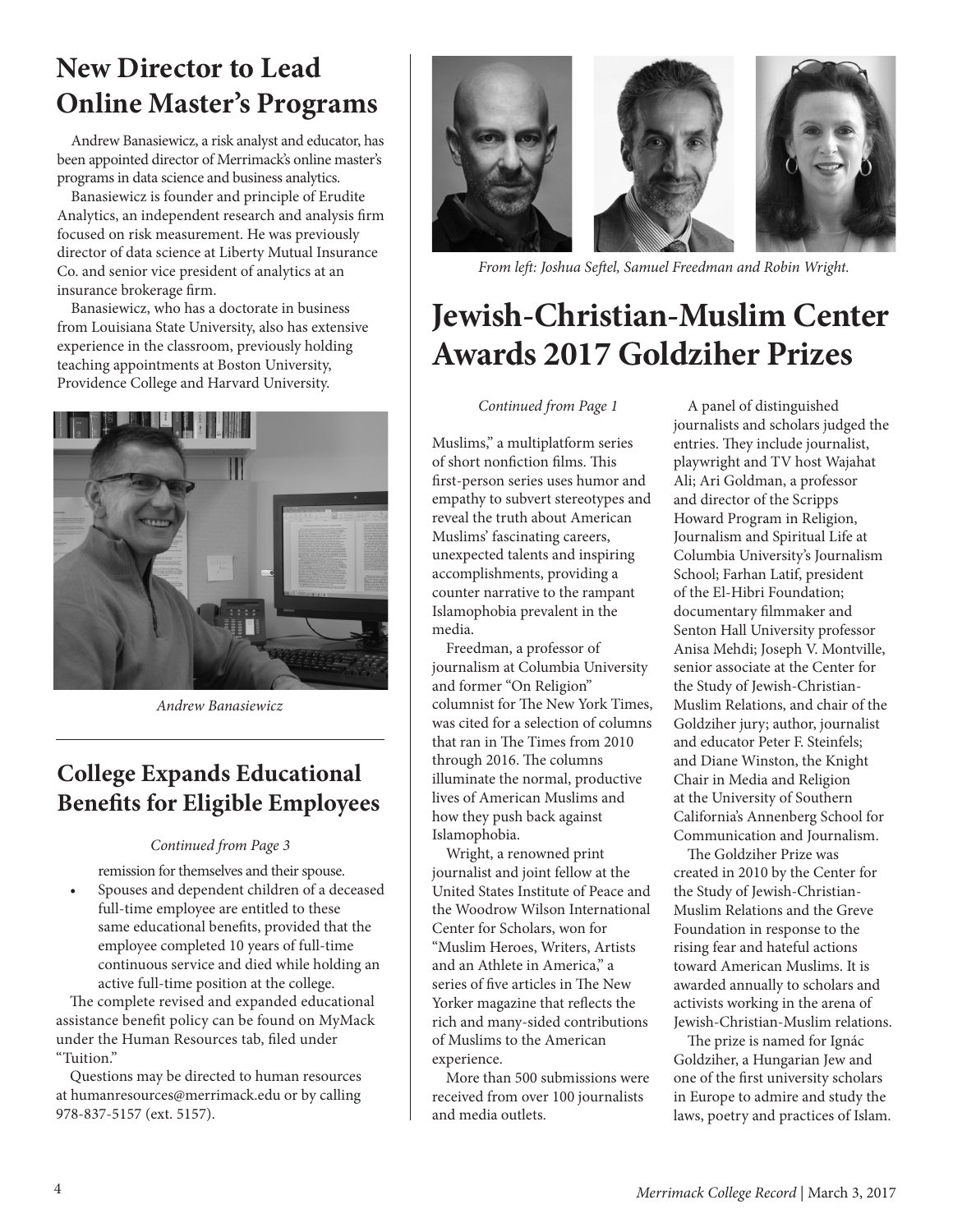## New Director to Lead Online Master's Programs

Andrew Banasiewicz, a risk analyst and educator, has been appointed director of Merrimack's online master's programs in data science and business analytics.

Banasiewicz is founder and principle of Erudite Analytics, an independent research and analysis firm focused on risk measurement. He was previously director of data science at Liberty Mutual Insurance Co. and senior vice president of analytics at an insurance brokerage firm.

Banasiewicz, who has a doctorate in business from Louisiana State University, also has extensive experience in the classroom, previously holding teaching appointments at Boston University, Providence College and Harvard University.

*Andrew Banasiewicz*

## College Expands Educational Benefits for Eligible Employees

*Continued from Page 3*

remission for themselves and their spouse.

- Spouses and dependent children of a deceased full-time employee are entitled to these same educational benefits, provided that the employee completed 10 years of full-time continuous service and died while holding an active full-time position at the college.

The complete revised and expanded educational assistance benefit policy can be found on MyMack under the Human Resources tab, filed under "Tuition."

Questions may be directed to human resources at humanresources@merrimack.edu or by calling 978-837-5157 (ext. 5157).

*From left: Joshua Seftel, Samuel Freedman and Robin Wright.*

## Jewish-Christian-Muslim Center Awards 2017 Goldziher Prizes

*Continued from Page 1*

Muslims," a multiplatform series of short nonfiction films. This first-person series uses humor and empathy to subvert stereotypes and reveal the truth about American Muslims' fascinating careers, unexpected talents and inspiring accomplishments, providing a counter narrative to the rampant Islamophobia prevalent in the media.

Freedman, a professor of journalism at Columbia University and former "On Religion" columnist for The New York Times, was cited for a selection of columns that ran in The Times from 2010 through 2016. The columns illuminate the normal, productive lives of American Muslims and how they push back against Islamophobia.

Wright, a renowned print journalist and joint fellow at the United States Institute of Peace and the Woodrow Wilson International Center for Scholars, won for "Muslim Heroes, Writers, Artists and an Athlete in America," a series of five articles in The New Yorker magazine that reflects the rich and many-sided contributions of Muslims to the American experience.

More than 500 submissions were received from over 100 journalists and media outlets.

A panel of distinguished journalists and scholars judged the entries. They include journalist, playwright and TV host Wajahat Ali; Ari Goldman, a professor and director of the Scripps Howard Program in Religion, Journalism and Spiritual Life at Columbia University's Journalism School; Farhan Latif, president of the El-Hibri Foundation; documentary filmmaker and Senton Hall University professor Anisa Mehdi; Joseph V. Montville, senior associate at the Center for the Study of Jewish-Christian-Muslim Relations, and chair of the Goldziher jury; author, journalist and educator Peter F. Steinfels; and Diane Winston, the Knight Chair in Media and Religion at the University of Southern California's Annenberg School for Communication and Journalism.

The Goldziher Prize was created in 2010 by the Center for the Study of Jewish-Christian-Muslim Relations and the Greve Foundation in response to the rising fear and hateful actions toward American Muslims. It is awarded annually to scholars and activists working in the arena of Jewish-Christian-Muslim relations.

The prize is named for Ignác Goldziher, a Hungarian Jew and one of the first university scholars in Europe to admire and study the laws, poetry and practices of Islam.